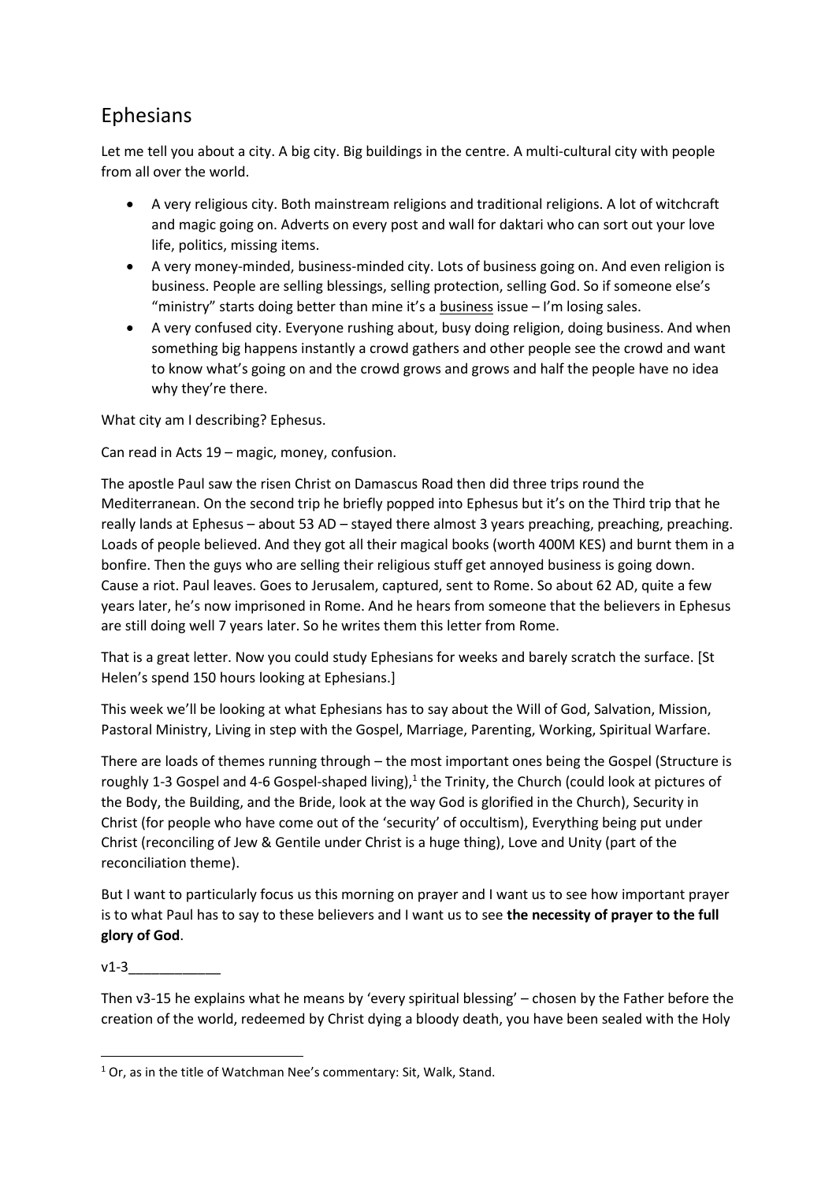# Ephesians

Let me tell you about a city. A big city. Big buildings in the centre. A multi-cultural city with people from all over the world.

- A very religious city. Both mainstream religions and traditional religions. A lot of witchcraft and magic going on. Adverts on every post and wall for daktari who can sort out your love life, politics, missing items.
- A very money-minded, business-minded city. Lots of business going on. And even religion is business. People are selling blessings, selling protection, selling God. So if someone else's "ministry" starts doing better than mine it's a <u>business</u> issue – I'm losing sales.
- A very confused city. Everyone rushing about, busy doing religion, doing business. And when something big happens instantly a crowd gathers and other people see the crowd and want to know what's going on and the crowd grows and grows and half the people have no idea why they're there.

What city am I describing? Ephesus.

Can read in Acts 19 – magic, money, confusion.

The apostle Paul saw the risen Christ on Damascus Road then did three trips round the Mediterranean. On the second trip he briefly popped into Ephesus but it's on the Third trip that he really lands at Ephesus – about 53 AD – stayed there almost 3 years preaching, preaching, preaching. Loads of people believed. And they got all their magical books (worth 400M KES) and burnt them in a bonfire. Then the guys who are selling their religious stuff get annoyed business is going down. Cause a riot. Paul leaves. Goes to Jerusalem, captured, sent to Rome. So about 62 AD, quite a few years later, he's now imprisoned in Rome. And he hears from someone that the believers in Ephesus are still doing well 7 years later. So he writes them this letter from Rome.

That is a great letter. Now you could study Ephesians for weeks and barely scratch the surface. [St Helen's spend 150 hours looking at Ephesians.]

This week we'll be looking at what Ephesians has to say about the Will of God, Salvation, Mission, Pastoral Ministry, Living in step with the Gospel, Marriage, Parenting, Working, Spiritual Warfare.

There are loads of themes running through – the most important ones being the Gospel (Structure is roughly 1-3 Gospel and 4-6 Gospel-shaped living),[1] the Trinity, the Church (could look at pictures of the Body, the Building, and the Bride, look at the way God is glorified in the Church), Security in Christ (for people who have come out of the 'security' of occultism), Everything being put under Christ (reconciling of Jew & Gentile under Christ is a huge thing), Love and Unity (part of the reconciliation theme).

But I want to particularly focus us this morning on prayer and I want us to see how important prayer is to what Paul has to say to these believers and I want us to see **the necessity of prayer to the full glory of God**.

v1-3____________

Then v3-15 he explains what he means by 'every spiritual blessing' – chosen by the Father before the creation of the world, redeemed by Christ dying a bloody death, you have been sealed with the Holy

---

[1] Or, as in the title of Watchman Nee's commentary: Sit, Walk, Stand.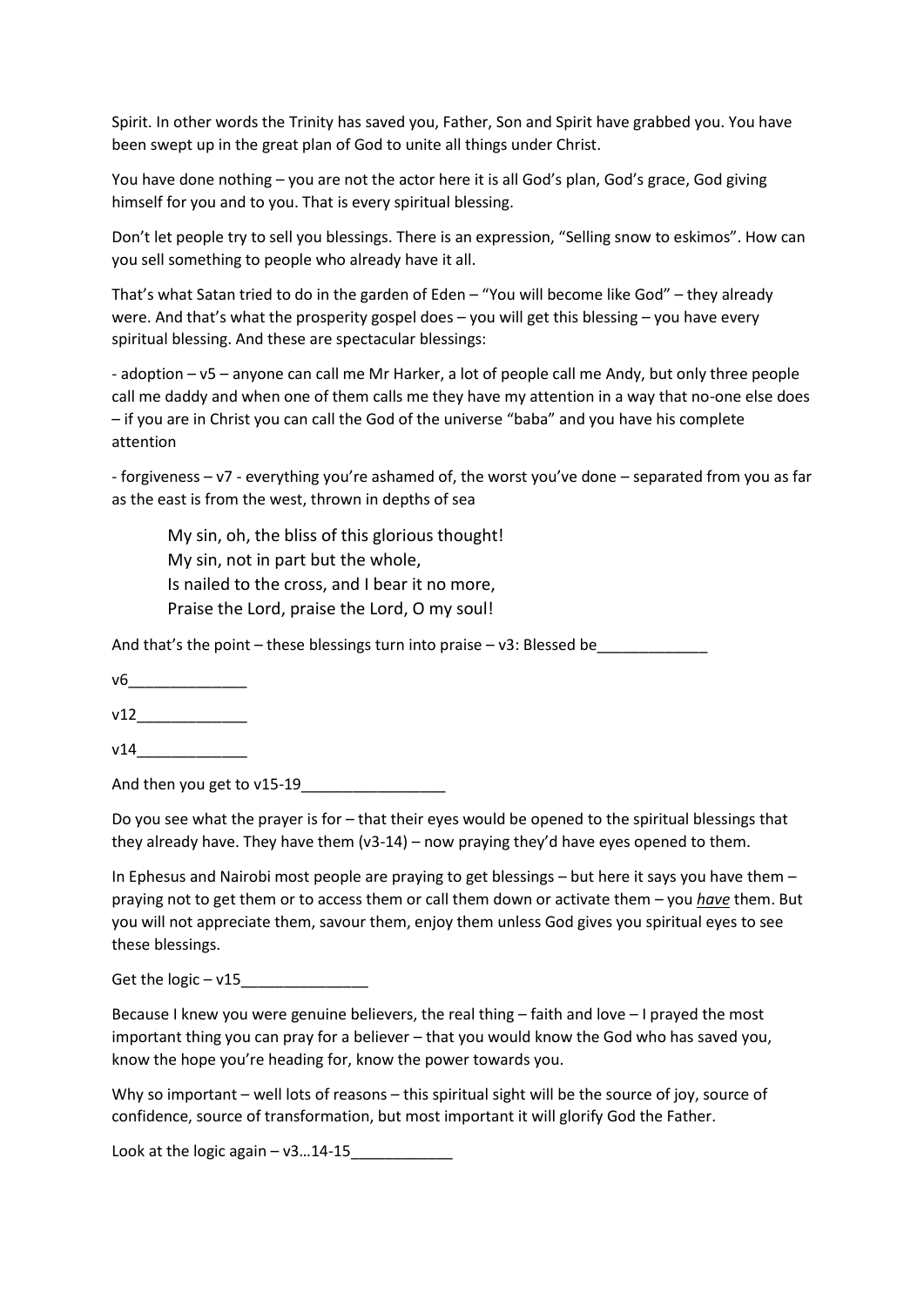Spirit. In other words the Trinity has saved you, Father, Son and Spirit have grabbed you. You have been swept up in the great plan of God to unite all things under Christ.

You have done nothing – you are not the actor here it is all God's plan, God's grace, God giving himself for you and to you. That is every spiritual blessing.

Don't let people try to sell you blessings. There is an expression, "Selling snow to eskimos". How can you sell something to people who already have it all.

That's what Satan tried to do in the garden of Eden – "You will become like God" – they already were. And that's what the prosperity gospel does – you will get this blessing – you have every spiritual blessing. And these are spectacular blessings:

- adoption – v5 – anyone can call me Mr Harker, a lot of people call me Andy, but only three people call me daddy and when one of them calls me they have my attention in a way that no-one else does – if you are in Christ you can call the God of the universe "baba" and you have his complete attention

- forgiveness – v7 - everything you're ashamed of, the worst you've done – separated from you as far as the east is from the west, thrown in depths of sea

> My sin, oh, the bliss of this glorious thought!
> My sin, not in part but the whole,
> Is nailed to the cross, and I bear it no more,
> Praise the Lord, praise the Lord, O my soul!

And that's the point – these blessings turn into praise – v3: Blessed be_____________

v6_____________

v12_____________

v14_____________

And then you get to v15-19_________________

Do you see what the prayer is for – that their eyes would be opened to the spiritual blessings that they already have. They have them (v3-14) – now praying they'd have eyes opened to them.

In Ephesus and Nairobi most people are praying to get blessings – but here it says you have them – praying not to get them or to access them or call them down or activate them – you ***have*** them. But you will not appreciate them, savour them, enjoy them unless God gives you spiritual eyes to see these blessings.

Get the logic – v15_______________

Because I knew you were genuine believers, the real thing – faith and love – I prayed the most important thing you can pray for a believer – that you would know the God who has saved you, know the hope you're heading for, know the power towards you.

Why so important – well lots of reasons – this spiritual sight will be the source of joy, source of confidence, source of transformation, but most important it will glorify God the Father.

Look at the logic again – v3…14-15____________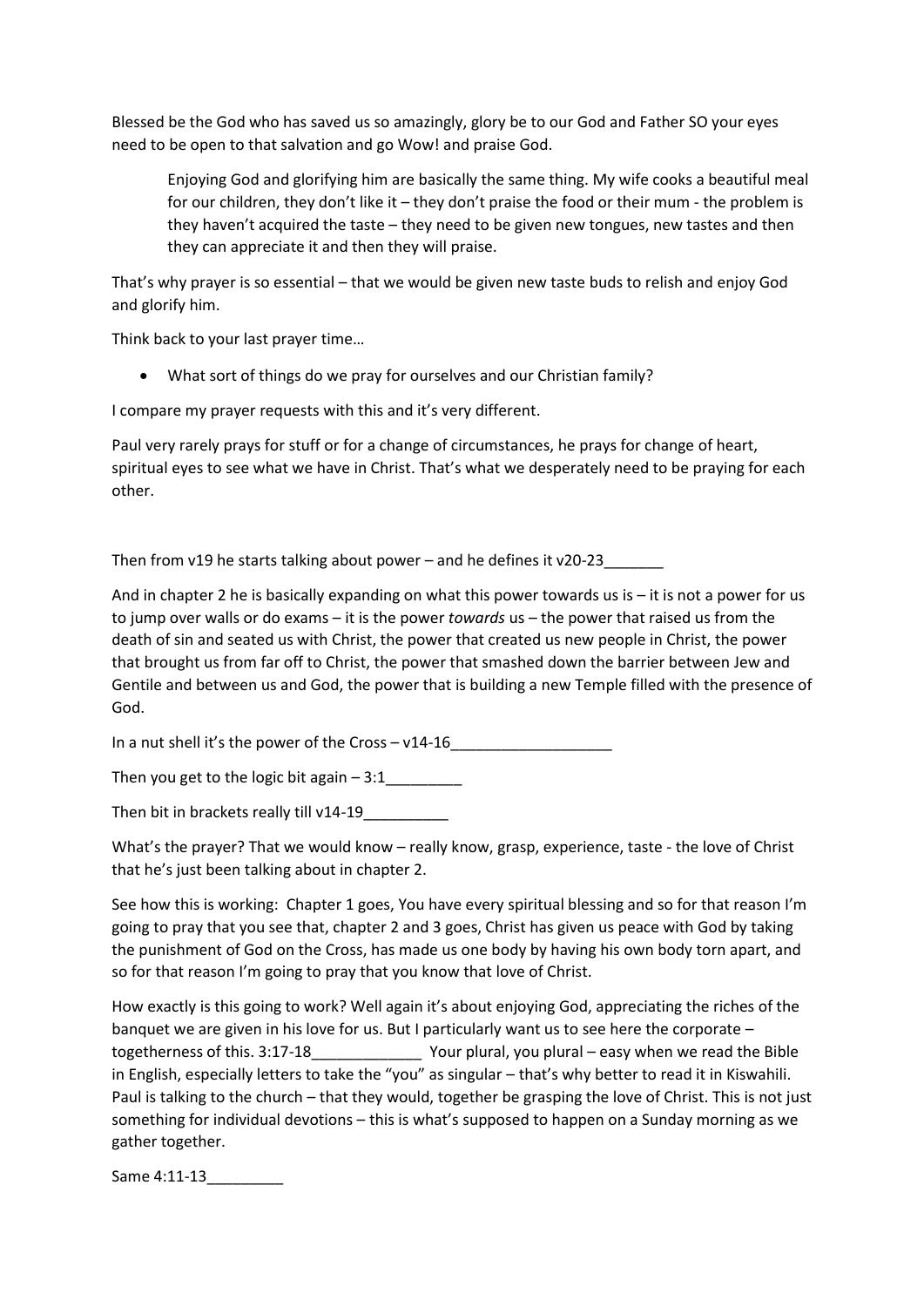Blessed be the God who has saved us so amazingly, glory be to our God and Father SO your eyes need to be open to that salvation and go Wow! and praise God.

> Enjoying God and glorifying him are basically the same thing. My wife cooks a beautiful meal for our children, they don't like it – they don't praise the food or their mum - the problem is they haven't acquired the taste – they need to be given new tongues, new tastes and then they can appreciate it and then they will praise.

That's why prayer is so essential – that we would be given new taste buds to relish and enjoy God and glorify him.

Think back to your last prayer time…

- What sort of things do we pray for ourselves and our Christian family?

I compare my prayer requests with this and it's very different.

Paul very rarely prays for stuff or for a change of circumstances, he prays for change of heart, spiritual eyes to see what we have in Christ. That's what we desperately need to be praying for each other.

Then from v19 he starts talking about power – and he defines it v20-23_______

And in chapter 2 he is basically expanding on what this power towards us is – it is not a power for us to jump over walls or do exams – it is the power *towards* us – the power that raised us from the death of sin and seated us with Christ, the power that created us new people in Christ, the power that brought us from far off to Christ, the power that smashed down the barrier between Jew and Gentile and between us and God, the power that is building a new Temple filled with the presence of God.

In a nut shell it's the power of the Cross – v14-16___________________

Then you get to the logic bit again – 3:1_________

Then bit in brackets really till v14-19__________

What's the prayer? That we would know – really know, grasp, experience, taste - the love of Christ that he's just been talking about in chapter 2.

See how this is working: Chapter 1 goes, You have every spiritual blessing and so for that reason I'm going to pray that you see that, chapter 2 and 3 goes, Christ has given us peace with God by taking the punishment of God on the Cross, has made us one body by having his own body torn apart, and so for that reason I'm going to pray that you know that love of Christ.

How exactly is this going to work? Well again it's about enjoying God, appreciating the riches of the banquet we are given in his love for us. But I particularly want us to see here the corporate – togetherness of this. 3:17-18_____________ Your plural, you plural – easy when we read the Bible in English, especially letters to take the "you" as singular – that's why better to read it in Kiswahili. Paul is talking to the church – that they would, together be grasping the love of Christ. This is not just something for individual devotions – this is what's supposed to happen on a Sunday morning as we gather together.

Same 4:11-13_________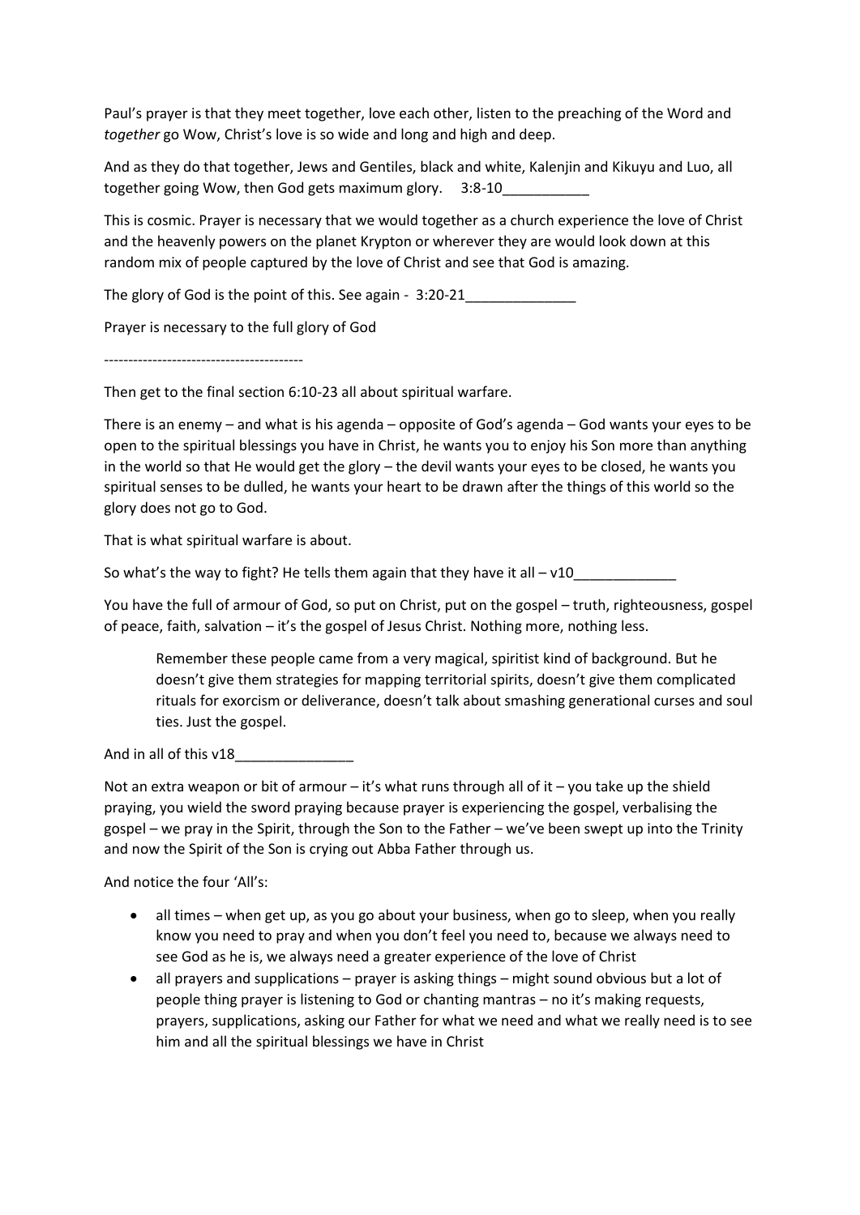Paul's prayer is that they meet together, love each other, listen to the preaching of the Word and *together* go Wow, Christ's love is so wide and long and high and deep.

And as they do that together, Jews and Gentiles, black and white, Kalenjin and Kikuyu and Luo, all together going Wow, then God gets maximum glory.    3:8-10___________

This is cosmic. Prayer is necessary that we would together as a church experience the love of Christ and the heavenly powers on the planet Krypton or wherever they are would look down at this random mix of people captured by the love of Christ and see that God is amazing.

The glory of God is the point of this. See again -  3:20-21______________

Prayer is necessary to the full glory of God

-----------------------------------------

Then get to the final section 6:10-23 all about spiritual warfare.

There is an enemy – and what is his agenda – opposite of God's agenda – God wants your eyes to be open to the spiritual blessings you have in Christ, he wants you to enjoy his Son more than anything in the world so that He would get the glory – the devil wants your eyes to be closed, he wants you spiritual senses to be dulled, he wants your heart to be drawn after the things of this world so the glory does not go to God.

That is what spiritual warfare is about.

So what's the way to fight? He tells them again that they have it all – v10_____________

You have the full of armour of God, so put on Christ, put on the gospel – truth, righteousness, gospel of peace, faith, salvation – it's the gospel of Jesus Christ. Nothing more, nothing less.

> Remember these people came from a very magical, spiritist kind of background. But he doesn't give them strategies for mapping territorial spirits, doesn't give them complicated rituals for exorcism or deliverance, doesn't talk about smashing generational curses and soul ties. Just the gospel.

And in all of this v18_______________

Not an extra weapon or bit of armour – it's what runs through all of it – you take up the shield praying, you wield the sword praying because prayer is experiencing the gospel, verbalising the gospel – we pray in the Spirit, through the Son to the Father – we've been swept up into the Trinity and now the Spirit of the Son is crying out Abba Father through us.

And notice the four 'All's:

- all times – when get up, as you go about your business, when go to sleep, when you really know you need to pray and when you don't feel you need to, because we always need to see God as he is, we always need a greater experience of the love of Christ
- all prayers and supplications – prayer is asking things – might sound obvious but a lot of people thing prayer is listening to God or chanting mantras – no it's making requests, prayers, supplications, asking our Father for what we need and what we really need is to see him and all the spiritual blessings we have in Christ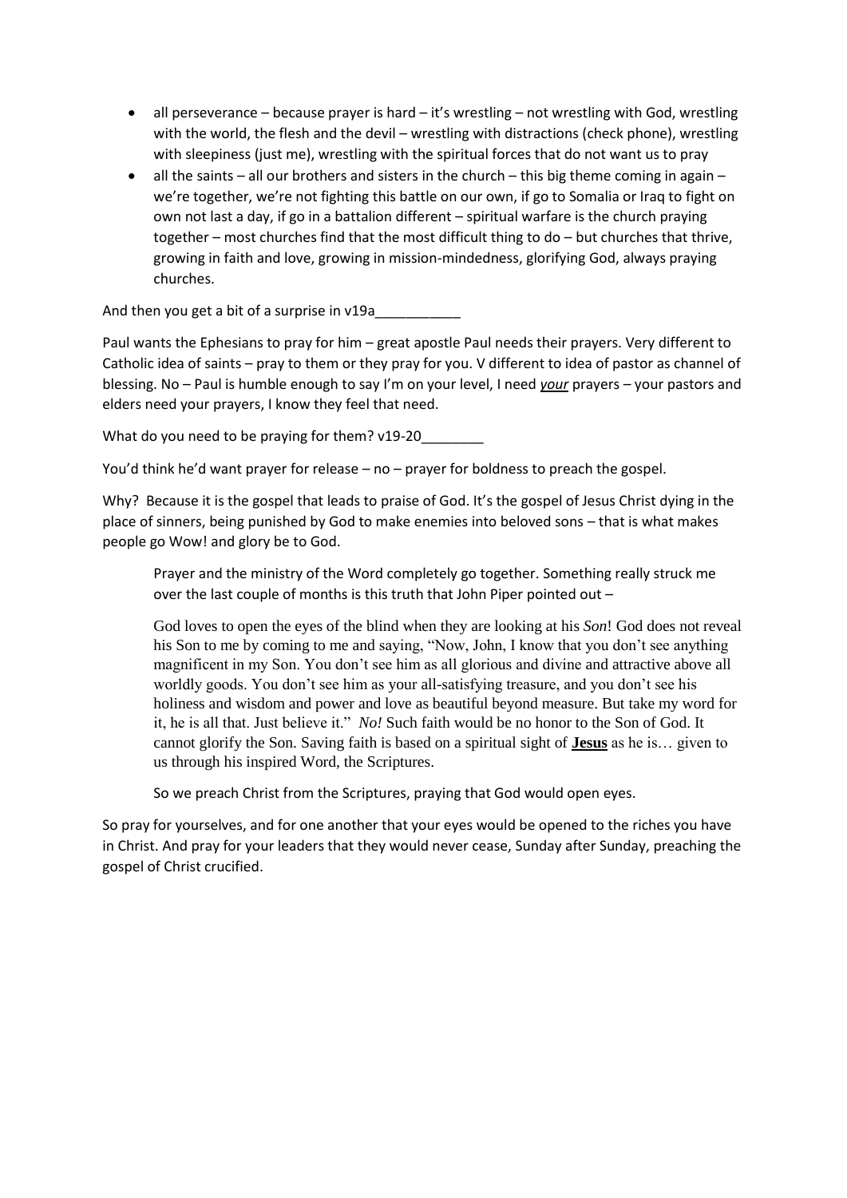- all perseverance – because prayer is hard – it's wrestling – not wrestling with God, wrestling with the world, the flesh and the devil – wrestling with distractions (check phone), wrestling with sleepiness (just me), wrestling with the spiritual forces that do not want us to pray
- all the saints – all our brothers and sisters in the church – this big theme coming in again – we're together, we're not fighting this battle on our own, if go to Somalia or Iraq to fight on own not last a day, if go in a battalion different – spiritual warfare is the church praying together – most churches find that the most difficult thing to do – but churches that thrive, growing in faith and love, growing in mission-mindedness, glorifying God, always praying churches.

And then you get a bit of a surprise in v19a___________

Paul wants the Ephesians to pray for him – great apostle Paul needs their prayers. Very different to Catholic idea of saints – pray to them or they pray for you. V different to idea of pastor as channel of blessing. No – Paul is humble enough to say I'm on your level, I need ***your*** prayers – your pastors and elders need your prayers, I know they feel that need.

What do you need to be praying for them? v19-20________

You'd think he'd want prayer for release – no – prayer for boldness to preach the gospel.

Why? Because it is the gospel that leads to praise of God. It's the gospel of Jesus Christ dying in the place of sinners, being punished by God to make enemies into beloved sons – that is what makes people go Wow! and glory be to God.

> Prayer and the ministry of the Word completely go together. Something really struck me over the last couple of months is this truth that John Piper pointed out –
>
> God loves to open the eyes of the blind when they are looking at his *Son*! God does not reveal his Son to me by coming to me and saying, "Now, John, I know that you don't see anything magnificent in my Son. You don't see him as all glorious and divine and attractive above all worldly goods. You don't see him as your all-satisfying treasure, and you don't see his holiness and wisdom and power and love as beautiful beyond measure. But take my word for it, he is all that. Just believe it." *No!* Such faith would be no honor to the Son of God. It cannot glorify the Son. Saving faith is based on a spiritual sight of **Jesus** as he is… given to us through his inspired Word, the Scriptures.
>
> So we preach Christ from the Scriptures, praying that God would open eyes.

So pray for yourselves, and for one another that your eyes would be opened to the riches you have in Christ. And pray for your leaders that they would never cease, Sunday after Sunday, preaching the gospel of Christ crucified.